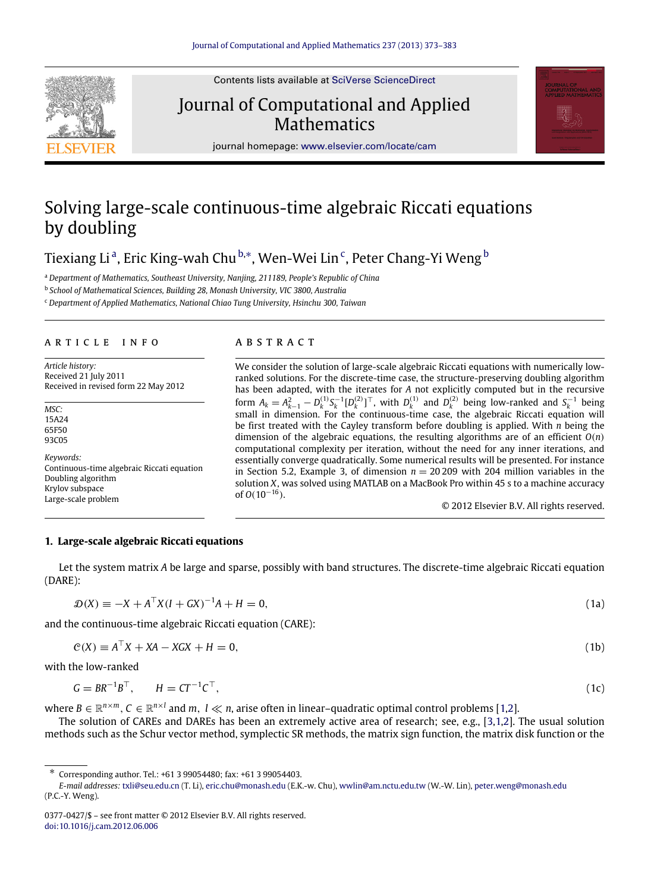Contents lists available at SciVerse ScienceDirect

Journal of Computational and Applied Mathematics

journal homepage: www.elsevier.com/locate/cam

# Solving large-scale continuous-time algebraic Riccati equations by doubling

Tiexiang Li [a], Eric King-wah Chu [b,*], Wen-Wei Lin [c], Peter Chang-Yi Weng [b]

[a] Department of Mathematics, Southeast University, Nanjing, 211189, People's Republic of China
[b] School of Mathematical Sciences, Building 28, Monash University, VIC 3800, Australia
[c] Department of Applied Mathematics, National Chiao Tung University, Hsinchu 300, Taiwan

**ARTICLE INFO**

*Article history:*
Received 21 July 2011
Received in revised form 22 May 2012

*MSC:*
15A24
65F50
93C05

*Keywords:*
Continuous-time algebraic Riccati equation
Doubling algorithm
Krylov subspace
Large-scale problem

**ABSTRACT**

We consider the solution of large-scale algebraic Riccati equations with numerically low-ranked solutions. For the discrete-time case, the structure-preserving doubling algorithm has been adapted, with the iterates for $A$ not explicitly computed but in the recursive form $A_k = A_{k-1}^2 - D_k^{(1)} S_k^{-1} [D_k^{(2)}]^\top$, with $D_k^{(1)}$ and $D_k^{(2)}$ being low-ranked and $S_k^{-1}$ being small in dimension. For the continuous-time case, the algebraic Riccati equation will be first treated with the Cayley transform before doubling is applied. With $n$ being the dimension of the algebraic equations, the resulting algorithms are of an efficient $O(n)$ computational complexity per iteration, without the need for any inner iterations, and essentially converge quadratically. Some numerical results will be presented. For instance in Section 5.2, Example 3, of dimension $n = 20\,209$ with 204 million variables in the solution $X$, was solved using MATLAB on a MacBook Pro within 45 s to a machine accuracy of $O(10^{-16})$.

© 2012 Elsevier B.V. All rights reserved.

## 1. Large-scale algebraic Riccati equations

Let the system matrix $A$ be large and sparse, possibly with band structures. The discrete-time algebraic Riccati equation (DARE):

$$\mathcal{D}(X) \equiv -X + A^\top X(I + GX)^{-1}A + H = 0, \tag{1a}$$

and the continuous-time algebraic Riccati equation (CARE):

$$\mathcal{C}(X) \equiv A^\top X + XA - XGX + H = 0, \tag{1b}$$

with the low-ranked

$$G = BR^{-1}B^\top, \qquad H = CT^{-1}C^\top, \tag{1c}$$

where $B \in \mathbb{R}^{n\times m}$, $C \in \mathbb{R}^{n\times l}$ and $m,\ l \ll n$, arise often in linear–quadratic optimal control problems [1,2].

The solution of CAREs and DAREs has been an extremely active area of research; see, e.g., [3,1,2]. The usual solution methods such as the Schur vector method, symplectic SR methods, the matrix sign function, the matrix disk function or the

* Corresponding author. Tel.: +61 3 99054480; fax: +61 3 99054403.
*E-mail addresses:* txli@seu.edu.cn (T. Li), eric.chu@monash.edu (E.K.-w. Chu), wwlin@am.nctu.edu.tw (W.-W. Lin), peter.weng@monash.edu (P.C.-Y. Weng).

0377-0427/$ – see front matter © 2012 Elsevier B.V. All rights reserved.
doi:10.1016/j.cam.2012.06.006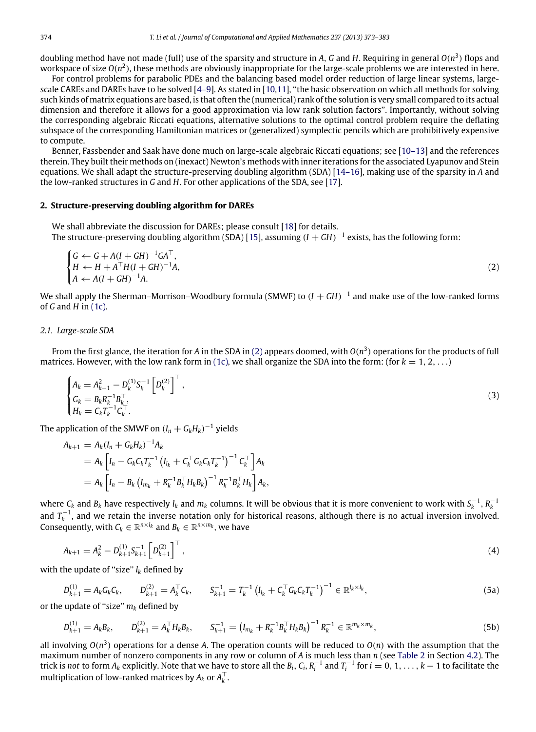doubling method have not made (full) use of the sparsity and structure in $A$, $G$ and $H$. Requiring in general $O(n^3)$ flops and workspace of size $O(n^2)$, these methods are obviously inappropriate for the large-scale problems we are interested in here.

For control problems for parabolic PDEs and the balancing based model order reduction of large linear systems, large-scale CAREs and DAREs have to be solved [4–9]. As stated in [10,11], "the basic observation on which all methods for solving such kinds of matrix equations are based, is that often the (numerical) rank of the solution is very small compared to its actual dimension and therefore it allows for a good approximation via low rank solution factors". Importantly, without solving the corresponding algebraic Riccati equations, alternative solutions to the optimal control problem require the deflating subspace of the corresponding Hamiltonian matrices or (generalized) symplectic pencils which are prohibitively expensive to compute.

Benner, Fassbender and Saak have done much on large-scale algebraic Riccati equations; see [10–13] and the references therein. They built their methods on (inexact) Newton's methods with inner iterations for the associated Lyapunov and Stein equations. We shall adapt the structure-preserving doubling algorithm (SDA) [14–16], making use of the sparsity in $A$ and the low-ranked structures in $G$ and $H$. For other applications of the SDA, see [17].

## 2. Structure-preserving doubling algorithm for DAREs

We shall abbreviate the discussion for DAREs; please consult [18] for details.

The structure-preserving doubling algorithm (SDA) [15], assuming $(I + GH)^{-1}$ exists, has the following form:

$$\begin{cases} G \leftarrow G + A(I + GH)^{-1}GA^\top, \\ H \leftarrow H + A^\top H(I + GH)^{-1}A, \\ A \leftarrow A(I + GH)^{-1}A. \end{cases} \tag{2}$$

We shall apply the Sherman–Morrison–Woodbury formula (SMWF) to $(I + GH)^{-1}$ and make use of the low-ranked forms of $G$ and $H$ in (1c).

### 2.1. Large-scale SDA

From the first glance, the iteration for $A$ in the SDA in (2) appears doomed, with $O(n^3)$ operations for the products of full matrices. However, with the low rank form in (1c), we shall organize the SDA into the form: (for $k = 1, 2, \ldots$)

$$\begin{cases} A_k = A_{k-1}^2 - D_k^{(1)} S_k^{-1} \left[D_k^{(2)}\right]^\top, \\ G_k = B_k R_k^{-1} B_k^\top, \\ H_k = C_k T_k^{-1} C_k^\top. \end{cases} \tag{3}$$

The application of the SMWF on $(I_n + G_k H_k)^{-1}$ yields

$$\begin{aligned} A_{k+1} &= A_k (I_n + G_k H_k)^{-1} A_k \\ &= A_k \left[ I_n - G_k C_k T_k^{-1} \left( I_{l_k} + C_k^\top G_k C_k T_k^{-1} \right)^{-1} C_k^\top \right] A_k \\ &= A_k \left[ I_n - B_k \left( I_{m_k} + R_k^{-1} B_k^\top H_k B_k \right)^{-1} R_k^{-1} B_k^\top H_k \right] A_k, \end{aligned}$$

where $C_k$ and $B_k$ have respectively $l_k$ and $m_k$ columns. It will be obvious that it is more convenient to work with $S_k^{-1}$, $R_k^{-1}$ and $T_k^{-1}$, and we retain the inverse notation only for historical reasons, although there is no actual inversion involved. Consequently, with $C_k \in \mathbb{R}^{n \times l_k}$ and $B_k \in \mathbb{R}^{n \times m_k}$, we have

$$A_{k+1} = A_k^2 - D_{k+1}^{(1)} S_{k+1}^{-1} \left[D_{k+1}^{(2)}\right]^\top, \tag{4}$$

with the update of "size" $l_k$ defined by

$$D_{k+1}^{(1)} = A_k G_k C_k, \qquad D_{k+1}^{(2)} = A_k^\top C_k, \qquad S_{k+1}^{-1} = T_k^{-1} \left( I_{l_k} + C_k^\top G_k C_k T_k^{-1} \right)^{-1} \in \mathbb{R}^{l_k \times l_k}, \tag{5a}$$

or the update of "size" $m_k$ defined by

$$D_{k+1}^{(1)} = A_k B_k, \qquad D_{k+1}^{(2)} = A_k^\top H_k B_k, \qquad S_{k+1}^{-1} = \left( I_{m_k} + R_k^{-1} B_k^\top H_k B_k \right)^{-1} R_k^{-1} \in \mathbb{R}^{m_k \times m_k}, \tag{5b}$$

all involving $O(n^3)$ operations for a dense $A$. The operation counts will be reduced to $O(n)$ with the assumption that the maximum number of nonzero components in any row or column of $A$ is much less than $n$ (see Table 2 in Section 4.2). The trick is *not* to form $A_k$ explicitly. Note that we have to store all the $B_i$, $C_i$, $R_i^{-1}$ and $T_i^{-1}$ for $i = 0, 1, \ldots, k-1$ to facilitate the multiplication of low-ranked matrices by $A_k$ or $A_k^\top$.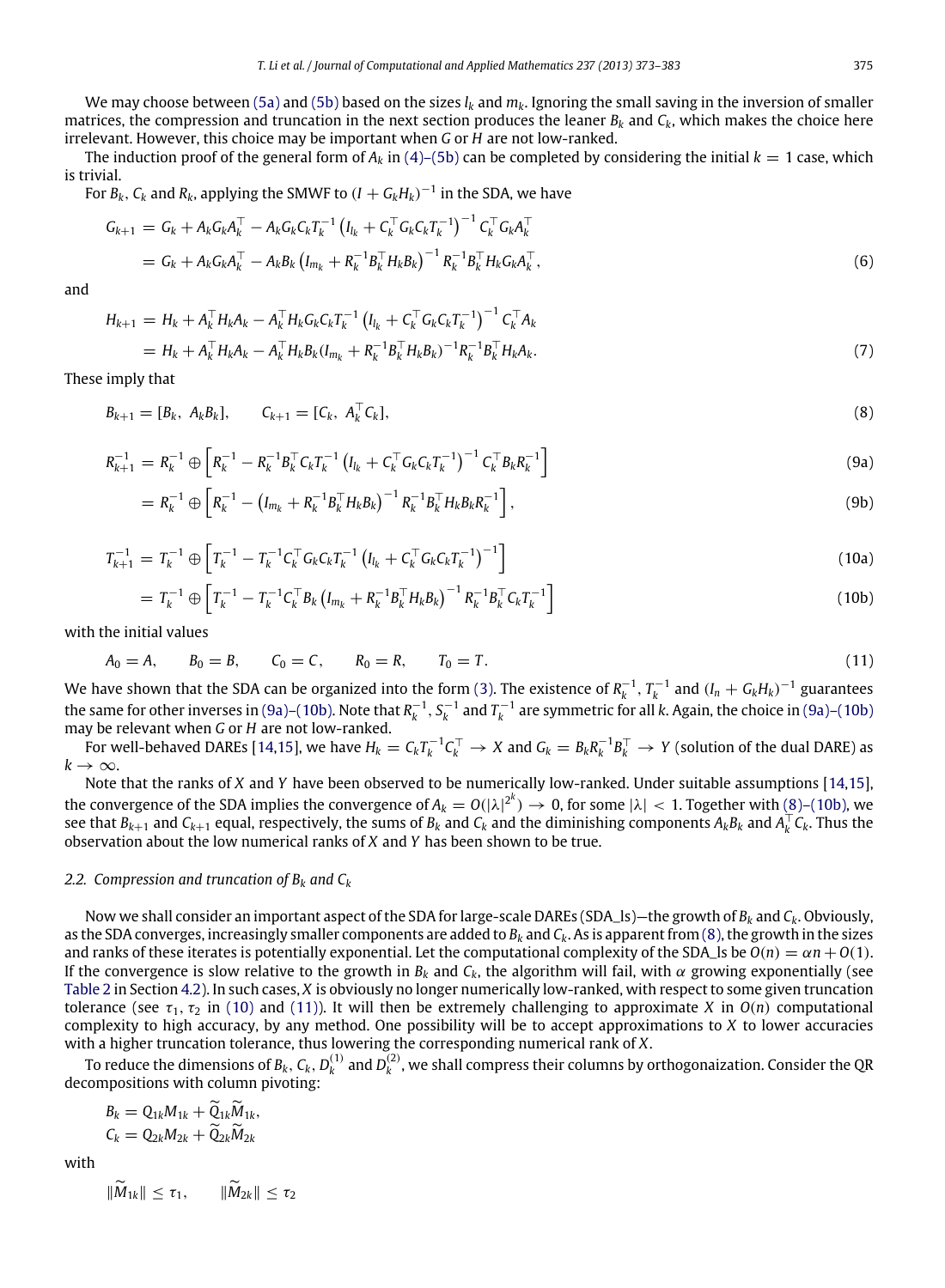We may choose between (5a) and (5b) based on the sizes $l_k$ and $m_k$. Ignoring the small saving in the inversion of smaller matrices, the compression and truncation in the next section produces the leaner $B_k$ and $C_k$, which makes the choice here irrelevant. However, this choice may be important when $G$ or $H$ are not low-ranked.

The induction proof of the general form of $A_k$ in (4)–(5b) can be completed by considering the initial $k = 1$ case, which is trivial.

For $B_k$, $C_k$ and $R_k$, applying the SMWF to $(I + G_k H_k)^{-1}$ in the SDA, we have

$$
\begin{aligned}
G_{k+1} &= G_k + A_k G_k A_k^\top - A_k G_k C_k T_k^{-1} \left( I_{l_k} + C_k^\top G_k C_k T_k^{-1} \right)^{-1} C_k^\top G_k A_k^\top \\
&= G_k + A_k G_k A_k^\top - A_k B_k \left( I_{m_k} + R_k^{-1} B_k^\top H_k B_k \right)^{-1} R_k^{-1} B_k^\top H_k G_k A_k^\top ,
\end{aligned}
\tag{6}
$$

and

$$
\begin{aligned}
H_{k+1} &= H_k + A_k^\top H_k A_k - A_k^\top H_k G_k C_k T_k^{-1} \left( I_{l_k} + C_k^\top G_k C_k T_k^{-1} \right)^{-1} C_k^\top A_k \\
&= H_k + A_k^\top H_k A_k - A_k^\top H_k B_k (I_{m_k} + R_k^{-1} B_k^\top H_k B_k)^{-1} R_k^{-1} B_k^\top H_k A_k .
\end{aligned}
\tag{7}
$$

These imply that

$$
B_{k+1} = [B_k,\ A_k B_k], \qquad C_{k+1} = [C_k,\ A_k^\top C_k], \tag{8}
$$

$$
\begin{aligned}
R_{k+1}^{-1} &= R_k^{-1} \oplus \left[ R_k^{-1} - R_k^{-1} B_k^\top C_k T_k^{-1} \left( I_{l_k} + C_k^\top G_k C_k T_k^{-1} \right)^{-1} C_k^\top B_k R_k^{-1} \right] &\quad (9a)\\
&= R_k^{-1} \oplus \left[ R_k^{-1} - \left( I_{m_k} + R_k^{-1} B_k^\top H_k B_k \right)^{-1} R_k^{-1} B_k^\top H_k B_k R_k^{-1} \right], &\quad (9b)
\end{aligned}
$$

$$
\begin{aligned}
T_{k+1}^{-1} &= T_k^{-1} \oplus \left[ T_k^{-1} - T_k^{-1} C_k^\top G_k C_k T_k^{-1} \left( I_{l_k} + C_k^\top G_k C_k T_k^{-1} \right)^{-1} \right] &\quad (10a)\\
&= T_k^{-1} \oplus \left[ T_k^{-1} - T_k^{-1} C_k^\top B_k \left( I_{m_k} + R_k^{-1} B_k^\top H_k B_k \right)^{-1} R_k^{-1} B_k^\top C_k T_k^{-1} \right] &\quad (10b)
\end{aligned}
$$

with the initial values

$$
A_0 = A, \qquad B_0 = B, \qquad C_0 = C, \qquad R_0 = R, \qquad T_0 = T. \tag{11}
$$

We have shown that the SDA can be organized into the form (3). The existence of $R_k^{-1}$, $T_k^{-1}$ and $(I_n + G_k H_k)^{-1}$ guarantees the same for other inverses in (9a)–(10b). Note that $R_k^{-1}$, $S_k^{-1}$ and $T_k^{-1}$ are symmetric for all $k$. Again, the choice in (9a)–(10b) may be relevant when $G$ or $H$ are not low-ranked.

For well-behaved DAREs [14,15], we have $H_k = C_k T_k^{-1} C_k^\top \to X$ and $G_k = B_k R_k^{-1} B_k^\top \to Y$ (solution of the dual DARE) as $k \to \infty$.

Note that the ranks of $X$ and $Y$ have been observed to be numerically low-ranked. Under suitable assumptions [14,15], the convergence of the SDA implies the convergence of $A_k = O(|\lambda|^{2^k}) \to 0$, for some $|\lambda| < 1$. Together with (8)–(10b), we see that $B_{k+1}$ and $C_{k+1}$ equal, respectively, the sums of $B_k$ and $C_k$ and the diminishing components $A_k B_k$ and $A_k^\top C_k$. Thus the observation about the low numerical ranks of $X$ and $Y$ has been shown to be true.

### 2.2. Compression and truncation of $B_k$ and $C_k$

Now we shall consider an important aspect of the SDA for large-scale DAREs (SDA_ls)—the growth of $B_k$ and $C_k$. Obviously, as the SDA converges, increasingly smaller components are added to $B_k$ and $C_k$. As is apparent from (8), the growth in the sizes and ranks of these iterates is potentially exponential. Let the computational complexity of the SDA_ls be $O(n) = \alpha n + O(1)$. If the convergence is slow relative to the growth in $B_k$ and $C_k$, the algorithm will fail, with $\alpha$ growing exponentially (see Table 2 in Section 4.2). In such cases, $X$ is obviously no longer numerically low-ranked, with respect to some given truncation tolerance (see $\tau_1$, $\tau_2$ in (10) and (11)). It will then be extremely challenging to approximate $X$ in $O(n)$ computational complexity to high accuracy, by any method. One possibility will be to accept approximations to $X$ to lower accuracies with a higher truncation tolerance, thus lowering the corresponding numerical rank of $X$.

To reduce the dimensions of $B_k$, $C_k$, $D_k^{(1)}$ and $D_k^{(2)}$, we shall compress their columns by orthogonaization. Consider the QR decompositions with column pivoting:

$$
\begin{aligned}
B_k &= Q_{1k} M_{1k} + \widetilde{Q}_{1k} \widetilde{M}_{1k}, \\
C_k &= Q_{2k} M_{2k} + \widetilde{Q}_{2k} \widetilde{M}_{2k}
\end{aligned}
$$

with

$$
\|\widetilde{M}_{1k}\| \le \tau_1, \qquad \|\widetilde{M}_{2k}\| \le \tau_2
$$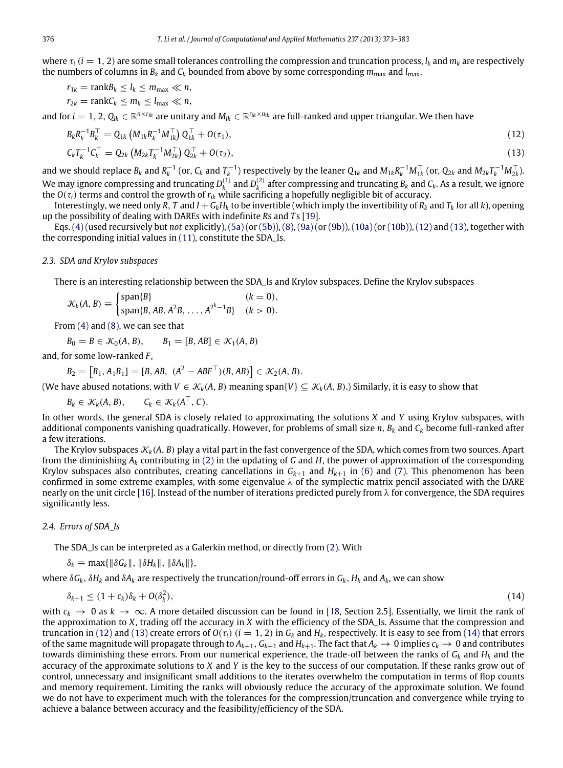where $\tau_i$ ($i = 1, 2$) are some small tolerances controlling the compression and truncation process, $l_k$ and $m_k$ are respectively the numbers of columns in $B_k$ and $C_k$ bounded from above by some corresponding $m_{\max}$ and $l_{\max}$,

$$r_{1k} = \operatorname{rank} B_k \le l_k \le m_{\max} \ll n,$$

$$r_{2k} = \operatorname{rank} C_k \le m_k \le l_{\max} \ll n,$$

and for $i = 1, 2$, $Q_{ik} \in \mathbb{R}^{n \times r_{ik}}$ are unitary and $M_{ik} \in \mathbb{R}^{r_{ik} \times n_{ik}}$ are full-ranked and upper triangular. We then have

$$B_k R_k^{-1} B_k^\top = Q_{1k} \left( M_{1k} R_k^{-1} M_{1k}^\top \right) Q_{1k}^\top + O(\tau_1), \tag{12}$$

$$C_k T_k^{-1} C_k^\top = Q_{2k} \left( M_{2k} T_k^{-1} M_{2k}^\top \right) Q_{2k}^\top + O(\tau_2), \tag{13}$$

and we should replace $B_k$ and $R_k^{-1}$ (or, $C_k$ and $T_k^{-1}$) respectively by the leaner $Q_{1k}$ and $M_{1k} R_k^{-1} M_{1k}^\top$ (or, $Q_{2k}$ and $M_{2k} T_k^{-1} M_{2k}^\top$). We may ignore compressing and truncating $D_k^{(1)}$ and $D_k^{(2)}$ after compressing and truncating $B_k$ and $C_k$. As a result, we ignore the $O(\tau_i)$ terms and control the growth of $r_{ik}$ while sacrificing a hopefully negligible bit of accuracy.

Interestingly, we need only $R$, $T$ and $I + G_k H_k$ to be invertible (which imply the invertibility of $R_k$ and $T_k$ for all $k$), opening up the possibility of dealing with DAREs with indefinite $R$s and $T$s [19].

Eqs. (4) (used recursively but *not* explicitly), (5a) (or (5b)), (8), (9a) (or (9b)), (10a) (or (10b)), (12) and (13), together with the corresponding initial values in (11), constitute the SDA_ls.

### 2.3. SDA and Krylov subspaces

There is an interesting relationship between the SDA_ls and Krylov subspaces. Define the Krylov subspaces

$$\mathcal{K}_k(A, B) \equiv \begin{cases} \operatorname{span}\{B\} & (k = 0), \\ \operatorname{span}\{B, AB, A^2B, \ldots, A^{2^k - 1}B\} & (k > 0). \end{cases}$$

From (4) and (8), we can see that

$$B_0 = B \in \mathcal{K}_0(A, B), \qquad B_1 = [B, AB] \in \mathcal{K}_1(A, B)$$

and, for some low-ranked $F$,

$$B_2 = \left[ B_1, A_1 B_1 \right] = [B, AB, \ (A^2 - ABF^\top)(B, AB)] \in \mathcal{K}_2(A, B).$$

(We have abused notations, with $V \in \mathcal{K}_k(A, B)$ meaning $\operatorname{span}\{V\} \subseteq \mathcal{K}_k(A, B)$.) Similarly, it is easy to show that

$$B_k \in \mathcal{K}_k(A, B), \qquad C_k \in \mathcal{K}_k(A^\top, C).$$

In other words, the general SDA is closely related to approximating the solutions $X$ and $Y$ using Krylov subspaces, with additional components vanishing quadratically. However, for problems of small size $n$, $B_k$ and $C_k$ become full-ranked after a few iterations.

The Krylov subspaces $\mathcal{K}_k(A, B)$ play a vital part in the fast convergence of the SDA, which comes from two sources. Apart from the diminishing $A_k$ contributing in (2) in the updating of $G$ and $H$, the power of approximation of the corresponding Krylov subspaces also contributes, creating cancellations in $G_{k+1}$ and $H_{k+1}$ in (6) and (7). This phenomenon has been confirmed in some extreme examples, with some eigenvalue $\lambda$ of the symplectic matrix pencil associated with the DARE nearly on the unit circle [16]. Instead of the number of iterations predicted purely from $\lambda$ for convergence, the SDA requires significantly less.

### 2.4. Errors of SDA_ls

The SDA_ls can be interpreted as a Galerkin method, or directly from (2). With

$$\delta_k \equiv \max\{\|\delta G_k\|, \|\delta H_k\|, \|\delta A_k\|\},$$

where $\delta G_k$, $\delta H_k$ and $\delta A_k$ are respectively the truncation/round-off errors in $G_k$, $H_k$ and $A_k$, we can show

$$\delta_{k+1} \le (1 + c_k)\delta_k + O(\delta_k^2), \tag{14}$$

with $c_k \to 0$ as $k \to \infty$. A more detailed discussion can be found in [18, Section 2.5]. Essentially, we limit the rank of the approximation to $X$, trading off the accuracy in $X$ with the efficiency of the SDA_ls. Assume that the compression and truncation in (12) and (13) create errors of $O(\tau_i)$ ($i = 1, 2$) in $G_k$ and $H_k$, respectively. It is easy to see from (14) that errors of the same magnitude will propagate through to $A_{k+1}$, $G_{k+1}$ and $H_{k+1}$. The fact that $A_k \to 0$ implies $c_k \to 0$ and contributes towards diminishing these errors. From our numerical experience, the trade-off between the ranks of $G_k$ and $H_k$ and the accuracy of the approximate solutions to $X$ and $Y$ is the key to the success of our computation. If these ranks grow out of control, unnecessary and insignificant small additions to the iterates overwhelm the computation in terms of flop counts and memory requirement. Limiting the ranks will obviously reduce the accuracy of the approximate solution. We found we do not have to experiment much with the tolerances for the compression/truncation and convergence while trying to achieve a balance between accuracy and the feasibility/efficiency of the SDA.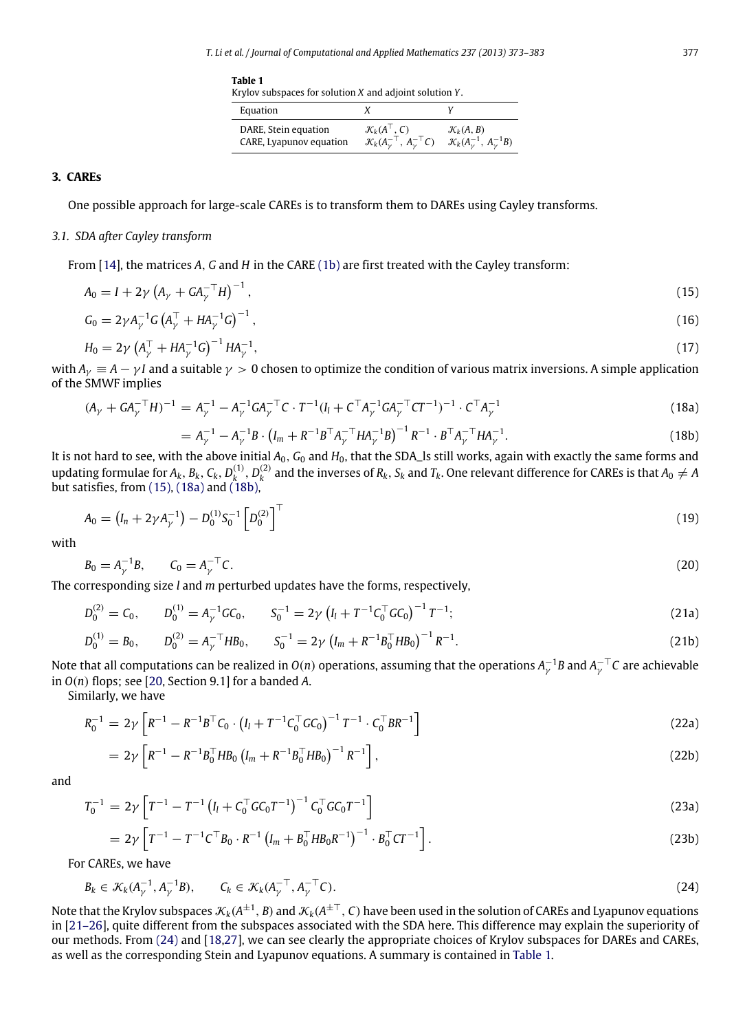**Table 1**
Krylov subspaces for solution $X$ and adjoint solution $Y$.

| Equation | $X$ | $Y$ |
|---|---|---|
| DARE, Stein equation | $\mathcal{K}_k(A^\top, C)$ | $\mathcal{K}_k(A, B)$ |
| CARE, Lyapunov equation | $\mathcal{K}_k(A_\gamma^{-\top}, A_\gamma^{-\top}C)$ | $\mathcal{K}_k(A_\gamma^{-1}, A_\gamma^{-1}B)$ |

## 3. CAREs

One possible approach for large-scale CAREs is to transform them to DAREs using Cayley transforms.

### 3.1. SDA after Cayley transform

From [14], the matrices $A$, $G$ and $H$ in the CARE (1b) are first treated with the Cayley transform:

$$A_0 = I + 2\gamma \left(A_\gamma + GA_\gamma^{-\top}H\right)^{-1}, \tag{15}$$

$$G_0 = 2\gamma A_\gamma^{-1}G\left(A_\gamma^\top + HA_\gamma^{-1}G\right)^{-1}, \tag{16}$$

$$H_0 = 2\gamma \left(A_\gamma^\top + HA_\gamma^{-1}G\right)^{-1} HA_\gamma^{-1}, \tag{17}$$

with $A_\gamma \equiv A - \gamma I$ and a suitable $\gamma > 0$ chosen to optimize the condition of various matrix inversions. A simple application of the SMWF implies

$$(A_\gamma + GA_\gamma^{-\top}H)^{-1} = A_\gamma^{-1} - A_\gamma^{-1}GA_\gamma^{-\top}C \cdot T^{-1}(I_l + C^\top A_\gamma^{-1}GA_\gamma^{-\top}CT^{-1})^{-1} \cdot C^\top A_\gamma^{-1} \tag{18a}$$

$$= A_\gamma^{-1} - A_\gamma^{-1}B \cdot \left(I_m + R^{-1}B^\top A_\gamma^{-\top}HA_\gamma^{-1}B\right)^{-1} R^{-1} \cdot B^\top A_\gamma^{-\top}HA_\gamma^{-1}. \tag{18b}$$

It is not hard to see, with the above initial $A_0$, $G_0$ and $H_0$, that the SDA_ls still works, again with exactly the same forms and updating formulae for $A_k, B_k, C_k, D_k^{(1)}, D_k^{(2)}$ and the inverses of $R_k$, $S_k$ and $T_k$. One relevant difference for CAREs is that $A_0 \neq A$ but satisfies, from (15), (18a) and (18b),

$$A_0 = \left(I_n + 2\gamma A_\gamma^{-1}\right) - D_0^{(1)}S_0^{-1}\left[D_0^{(2)}\right]^\top \tag{19}$$

with

$$B_0 = A_\gamma^{-1}B, \qquad C_0 = A_\gamma^{-\top}C. \tag{20}$$

The corresponding size $l$ and $m$ perturbed updates have the forms, respectively,

$$D_0^{(2)} = C_0, \qquad D_0^{(1)} = A_\gamma^{-1}GC_0, \qquad S_0^{-1} = 2\gamma\left(I_l + T^{-1}C_0^\top GC_0\right)^{-1}T^{-1}; \tag{21a}$$

$$D_0^{(1)} = B_0, \qquad D_0^{(2)} = A_\gamma^{-\top}HB_0, \qquad S_0^{-1} = 2\gamma\left(I_m + R^{-1}B_0^\top HB_0\right)^{-1}R^{-1}. \tag{21b}$$

Note that all computations can be realized in $O(n)$ operations, assuming that the operations $A_\gamma^{-1}B$ and $A_\gamma^{-\top}C$ are achievable in $O(n)$ flops; see [20, Section 9.1] for a banded $A$.

Similarly, we have

$$R_0^{-1} = 2\gamma\left[R^{-1} - R^{-1}B^\top C_0 \cdot \left(I_l + T^{-1}C_0^\top GC_0\right)^{-1}T^{-1} \cdot C_0^\top BR^{-1}\right] \tag{22a}$$

$$= 2\gamma\left[R^{-1} - R^{-1}B_0^\top HB_0\left(I_m + R^{-1}B_0^\top HB_0\right)^{-1}R^{-1}\right], \tag{22b}$$

and

$$T_0^{-1} = 2\gamma\left[T^{-1} - T^{-1}\left(I_l + C_0^\top GC_0T^{-1}\right)^{-1}C_0^\top GC_0T^{-1}\right] \tag{23a}$$

$$= 2\gamma\left[T^{-1} - T^{-1}C^\top B_0 \cdot R^{-1}\left(I_m + B_0^\top HB_0R^{-1}\right)^{-1} \cdot B_0^\top CT^{-1}\right]. \tag{23b}$$

For CAREs, we have

$$B_k \in \mathcal{K}_k(A_\gamma^{-1}, A_\gamma^{-1}B), \qquad C_k \in \mathcal{K}_k(A_\gamma^{-\top}, A_\gamma^{-\top}C). \tag{24}$$

Note that the Krylov subspaces $\mathcal{K}_k(A^{\pm 1}, B)$ and $\mathcal{K}_k(A^{\pm\top}, C)$ have been used in the solution of CAREs and Lyapunov equations in [21–26], quite different from the subspaces associated with the SDA here. This difference may explain the superiority of our methods. From (24) and [18,27], we can see clearly the appropriate choices of Krylov subspaces for DAREs and CAREs, as well as the corresponding Stein and Lyapunov equations. A summary is contained in Table 1.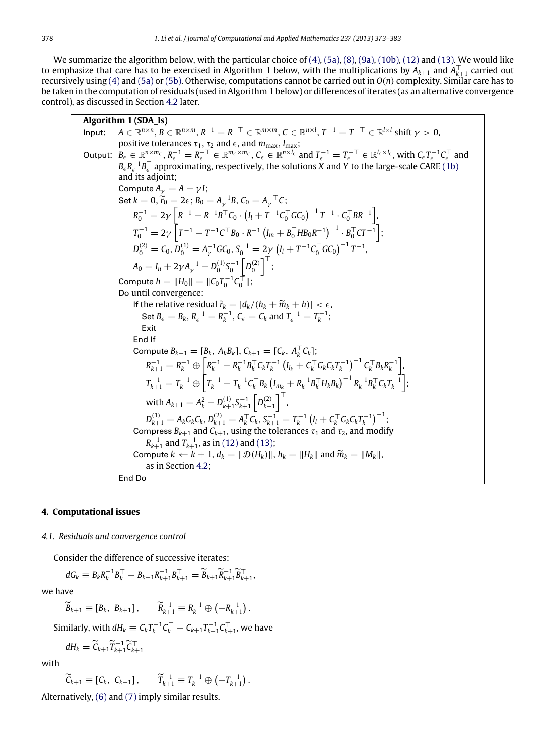We summarize the algorithm below, with the particular choice of (4), (5a), (8), (9a), (10b), (12) and (13). We would like to emphasize that care has to be exercised in Algorithm 1 below, with the multiplications by $A_{k+1}$ and $A_{k+1}^\top$ carried out recursively using (4) and (5a) or (5b). Otherwise, computations cannot be carried out in $O(n)$ complexity. Similar care has to be taken in the computation of residuals (used in Algorithm 1 below) or differences of iterates (as an alternative convergence control), as discussed in Section 4.2 later.

**Algorithm 1 (SDA_ls)**

Input: $A \in \mathbb{R}^{n\times n}$, $B \in \mathbb{R}^{n\times m}$, $R^{-1} = R^{-\top} \in \mathbb{R}^{m\times m}$, $C \in \mathbb{R}^{n\times l}$, $T^{-1} = T^{-\top} \in \mathbb{R}^{l\times l}$ shift $\gamma > 0$, positive tolerances $\tau_1$, $\tau_2$ and $\epsilon$, and $m_{\max}$, $l_{\max}$;

Output: $B_\epsilon \in \mathbb{R}^{n\times m_\epsilon}$, $R_\epsilon^{-1} = R_\epsilon^{-\top} \in \mathbb{R}^{m_\epsilon\times m_\epsilon}$, $C_\epsilon \in \mathbb{R}^{n\times l_\epsilon}$ and $T_\epsilon^{-1} = T_\epsilon^{-\top} \in \mathbb{R}^{l_\epsilon\times l_\epsilon}$, with $C_\epsilon T_\epsilon^{-1} C_\epsilon^\top$ and $B_\epsilon R_\epsilon^{-1} B_\epsilon^\top$ approximating, respectively, the solutions $X$ and $Y$ to the large-scale CARE (1b) and its adjoint;

- Compute $A_\gamma = A - \gamma I$;
- Set $k = 0$, $\widetilde{r}_0 = 2\epsilon$; $B_0 = A_\gamma^{-1} B$, $C_0 = A_\gamma^{-\top} C$;

$$R_0^{-1} = 2\gamma \left[ R^{-1} - R^{-1} B^\top C_0 \cdot \left( I_l + T^{-1} C_0^\top G C_0 \right)^{-1} T^{-1} \cdot C_0^\top B R^{-1} \right],$$

$$T_0^{-1} = 2\gamma \left[ T^{-1} - T^{-1} C^\top B_0 \cdot R^{-1} \left( I_m + B_0^\top H B_0 R^{-1} \right)^{-1} \cdot B_0^\top C T^{-1} \right];$$

$$D_0^{(2)} = C_0,\ D_0^{(1)} = A_\gamma^{-1} G C_0,\ S_0^{-1} = 2\gamma \left( I_l + T^{-1} C_0^\top G C_0 \right)^{-1} T^{-1},$$

$$A_0 = I_n + 2\gamma A_\gamma^{-1} - D_0^{(1)} S_0^{-1} \left[ D_0^{(2)} \right]^\top;$$

- Compute $h = \|H_0\| = \|C_0 T_0^{-1} C_0^\top\|$;
- Do until convergence:
  - If the relative residual $\tilde{r}_k = |d_k / (h_k + \widetilde{m}_k + h)| < \epsilon$,
    - Set $B_\epsilon = B_k$, $R_\epsilon^{-1} = R_k^{-1}$, $C_\epsilon = C_k$ and $T_\epsilon^{-1} = T_k^{-1}$;
    - Exit
  - End If
  - Compute $B_{k+1} = [B_k,\ A_k B_k]$, $C_{k+1} = [C_k,\ A_k^\top C_k]$;

$$R_{k+1}^{-1} = R_k^{-1} \oplus \left[ R_k^{-1} - R_k^{-1} B_k^\top C_k T_k^{-1} \left( I_{l_k} + C_k^\top G_k C_k T_k^{-1} \right)^{-1} C_k^\top B_k R_k^{-1} \right],$$

$$T_{k+1}^{-1} = T_k^{-1} \oplus \left[ T_k^{-1} - T_k^{-1} C_k^\top B_k \left( I_{m_k} + R_k^{-1} B_k^\top H_k B_k \right)^{-1} R_k^{-1} B_k^\top C_k T_k^{-1} \right];$$

$$\text{with } A_{k+1} = A_k^2 - D_{k+1}^{(1)} S_{k+1}^{-1} \left[ D_{k+1}^{(2)} \right]^\top,$$

$$D_{k+1}^{(1)} = A_k G_k C_k,\ D_{k+1}^{(2)} = A_k^\top C_k,\ S_{k+1}^{-1} = T_k^{-1} \left( I_l + C_k^\top G_k C_k T_k^{-1} \right)^{-1};$$

  - Compress $B_{k+1}$ and $C_{k+1}$, using the tolerances $\tau_1$ and $\tau_2$, and modify $R_{k+1}^{-1}$ and $T_{k+1}^{-1}$, as in (12) and (13);
  - Compute $k \leftarrow k + 1$, $d_k = \|\mathcal{D}(H_k)\|$, $h_k = \|H_k\|$ and $\widetilde{m}_k = \|M_k\|$, as in Section 4.2;
- End Do

## 4. Computational issues

### 4.1. Residuals and convergence control

Consider the difference of successive iterates:

$$dG_k \equiv B_k R_k^{-1} B_k^\top - B_{k+1} R_{k+1}^{-1} B_{k+1}^\top = \widetilde{B}_{k+1} \widetilde{R}_{k+1}^{-1} \widetilde{B}_{k+1}^\top,$$

we have

$$\widetilde{B}_{k+1} \equiv [B_k,\ B_{k+1}], \qquad \widetilde{R}_{k+1}^{-1} \equiv R_k^{-1} \oplus \left( -R_{k+1}^{-1} \right).$$

Similarly, with $dH_k \equiv C_k T_k^{-1} C_k^\top - C_{k+1} T_{k+1}^{-1} C_{k+1}^\top$, we have

$$dH_k = \widetilde{C}_{k+1} \widetilde{T}_{k+1}^{-1} \widetilde{C}_{k+1}^\top$$

with

$$\widetilde{C}_{k+1} \equiv [C_k,\ C_{k+1}], \qquad \widetilde{T}_{k+1}^{-1} \equiv T_k^{-1} \oplus \left( -T_{k+1}^{-1} \right).$$

Alternatively, (6) and (7) imply similar results.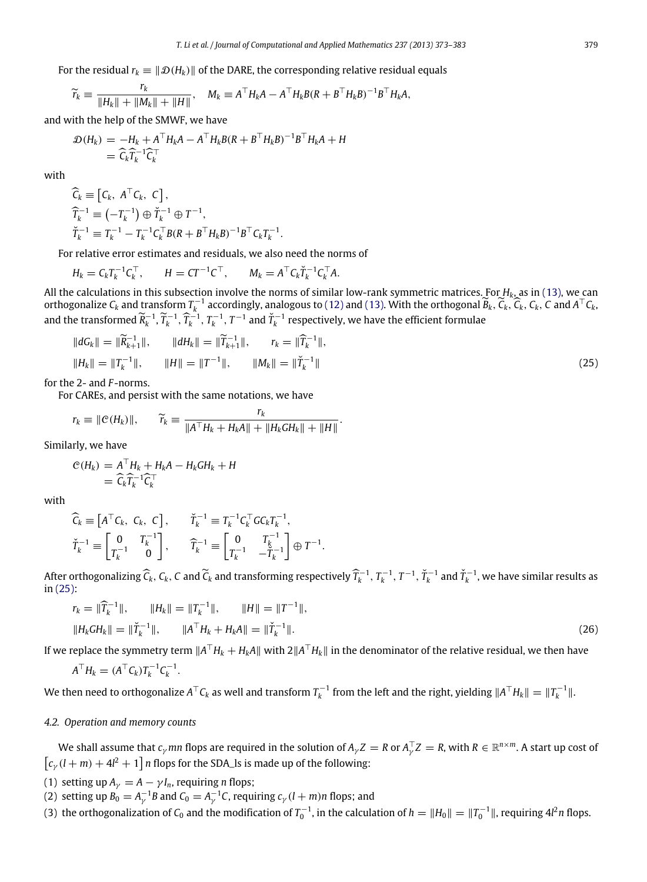For the residual $r_k \equiv \|\mathcal{D}(H_k)\|$ of the DARE, the corresponding relative residual equals

$$\widetilde{r}_k \equiv \frac{r_k}{\|H_k\| + \|M_k\| + \|H\|}, \quad M_k \equiv A^\top H_k A - A^\top H_k B(R + B^\top H_k B)^{-1} B^\top H_k A,$$

and with the help of the SMWF, we have

$$\begin{aligned} \mathcal{D}(H_k) &= -H_k + A^\top H_k A - A^\top H_k B(R + B^\top H_k B)^{-1} B^\top H_k A + H \\ &= \widehat{C}_k \widehat{T}_k^{-1} \widehat{C}_k^\top \end{aligned}$$

with

$$\begin{aligned} \widehat{C}_k &\equiv \left[C_k,\ A^\top C_k,\ C\right], \\ \widehat{T}_k^{-1} &\equiv \left(-T_k^{-1}\right) \oplus \check{T}_k^{-1} \oplus T^{-1}, \\ \check{T}_k^{-1} &\equiv T_k^{-1} - T_k^{-1} C_k^\top B(R + B^\top H_k B)^{-1} B^\top C_k T_k^{-1}. \end{aligned}$$

For relative error estimates and residuals, we also need the norms of

$$H_k = C_k T_k^{-1} C_k^\top, \qquad H = CT^{-1}C^\top, \qquad M_k = A^\top C_k \check{T}_k^{-1} C_k^\top A.$$

All the calculations in this subsection involve the norms of similar low-rank symmetric matrices. For $H_k$, as in (13), we can orthogonalize $C_k$ and transform $T_k^{-1}$ accordingly, analogous to (12) and (13). With the orthogonal $\widetilde{B}_k$, $\widetilde{C}_k$, $\widehat{C}_k$, $C_k$, $C$ and $A^\top C_k$, and the transformed $\widetilde{R}_k^{-1}$, $\widetilde{T}_k^{-1}$, $\widehat{T}_k^{-1}$, $T_k^{-1}$, $T^{-1}$ and $\check{T}_k^{-1}$ respectively, we have the efficient formulae

$$\begin{aligned} &\|dG_k\| = \|\widetilde{R}_{k+1}^{-1}\|, \qquad \|dH_k\| = \|\widetilde{T}_{k+1}^{-1}\|, \qquad r_k = \|\widehat{T}_k^{-1}\|, \\ &\|H_k\| = \|T_k^{-1}\|, \qquad \|H\| = \|T^{-1}\|, \qquad \|M_k\| = \|\check{T}_k^{-1}\| \end{aligned} \tag{25}$$

for the 2- and $F$-norms.

For CAREs, and persist with the same notations, we have

$$r_k \equiv \|\mathcal{C}(H_k)\|, \qquad \widetilde{r}_k \equiv \frac{r_k}{\|A^\top H_k + H_k A\| + \|H_k G H_k\| + \|H\|}.$$

Similarly, we have

$$\begin{aligned} \mathcal{C}(H_k) &= A^\top H_k + H_k A - H_k G H_k + H \\ &= \widehat{C}_k \widehat{T}_k^{-1} \widehat{C}_k^\top \end{aligned}$$

with

$$\begin{aligned} &\widehat{C}_k \equiv \left[A^\top C_k,\ C_k,\ C\right], \qquad \check{T}_k^{-1} \equiv T_k^{-1} C_k^\top G C_k T_k^{-1}, \\ &\check{T}_k^{-1} \equiv \begin{bmatrix} 0 & T_k^{-1} \\ T_k^{-1} & 0 \end{bmatrix}, \qquad \widehat{T}_k^{-1} \equiv \begin{bmatrix} 0 & T_k^{-1} \\ T_k^{-1} & -\check{T}_k^{-1} \end{bmatrix} \oplus T^{-1}. \end{aligned}$$

After orthogonalizing $\widehat{C}_k$, $C_k$, $C$ and $\widetilde{C}_k$ and transforming respectively $\widehat{T}_k^{-1}$, $T_k^{-1}$, $T^{-1}$, $\check{T}_k^{-1}$ and $\check{T}_k^{-1}$, we have similar results as in (25):

$$\begin{aligned} &r_k = \|\widehat{T}_k^{-1}\|, \qquad \|H_k\| = \|T_k^{-1}\|, \qquad \|H\| = \|T^{-1}\|, \\ &\|H_k G H_k\| = \|\check{T}_k^{-1}\|, \qquad \|A^\top H_k + H_k A\| = \|\check{T}_k^{-1}\|. \end{aligned} \tag{26}$$

If we replace the symmetry term $\|A^\top H_k + H_k A\|$ with $2\|A^\top H_k\|$ in the denominator of the relative residual, we then have

$$A^\top H_k = (A^\top C_k) T_k^{-1} C_k^{-1}.$$

We then need to orthogonalize $A^\top C_k$ as well and transform $T_k^{-1}$ from the left and the right, yielding $\|A^\top H_k\| = \|T_k^{-1}\|$.

### 4.2. Operation and memory counts

We shall assume that $c_\gamma mn$ flops are required in the solution of $A_\gamma Z = R$ or $A_\gamma^\top Z = R$, with $R \in \mathbb{R}^{n \times m}$. A start up cost of $\left[c_\gamma(l + m) + 4l^2 + 1\right] n$ flops for the SDA_ls is made up of the following:

(1) setting up $A_\gamma = A - \gamma I_n$, requiring $n$ flops;
(2) setting up $B_0 = A_\gamma^{-1} B$ and $C_0 = A_\gamma^{-1} C$, requiring $c_\gamma(l + m)n$ flops; and
(3) the orthogonalization of $C_0$ and the modification of $T_0^{-1}$, in the calculation of $h = \|H_0\| = \|T_0^{-1}\|$, requiring $4l^2 n$ flops.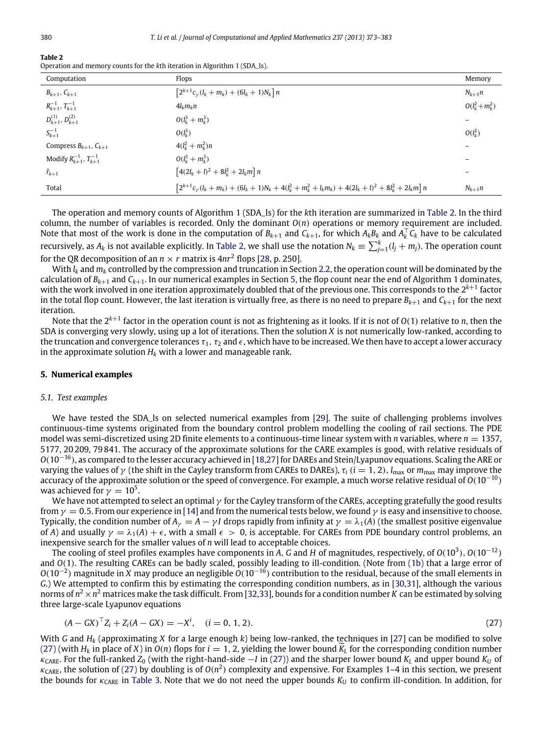**Table 2**
Operation and memory counts for the $k$th iteration in Algorithm 1 (SDA_ls).

| Computation | Flops | Memory |
|---|---|---|
| $B_{k+1}$, $C_{k+1}$ | $\left[2^{k+1}c_\gamma(l_k+m_k)+(6l_k+1)N_k\right]n$ | $N_{k+1}n$ |
| $R_{k+1}^{-1}$, $T_{k+1}^{-1}$ | $4l_km_kn$ | $O(l_k^2+m_k^2)$ |
| $D_{k+1}^{(1)}$, $D_{k+1}^{(2)}$ | $O(l_k^3+m_k^3)$ | – |
| $S_{k+1}^{-1}$ | $O(l_k^3)$ | $O(l_k^2)$ |
| Compress $B_{k+1}$, $C_{k+1}$ | $4(l_k^2+m_k^2)n$ | – |
| Modify $R_{k+1}^{-1}$, $T_{k+1}^{-1}$ | $O(l_k^3+m_k^3)$ | – |
| $\tilde{r}_{k+1}$ | $\left[4(2l_k+l)^2+8l_k^2+2l_km\right]n$ | – |
| Total | $\left[2^{k+1}c_\gamma(l_k+m_k)+(6l_k+1)N_k+4(l_k^2+m_k^2+l_km_k)+4(2l_k+l)^2+8l_k^2+2l_km\right]n$ | $N_{k+1}n$ |

The operation and memory counts of Algorithm 1 (SDA_ls) for the $k$th iteration are summarized in Table 2. In the third column, the number of variables is recorded. Only the dominant $O(n)$ operations or memory requirement are included. Note that most of the work is done in the computation of $B_{k+1}$ and $C_{k+1}$, for which $A_kB_k$ and $A_k^\top C_k$ have to be calculated recursively, as $A_k$ is not available explicitly. In Table 2, we shall use the notation $N_k \equiv \sum_{j=1}^{k}(l_j+m_j)$. The operation count for the QR decomposition of an $n \times r$ matrix is $4nr^2$ flops [28, p. 250].

With $l_k$ and $m_k$ controlled by the compression and truncation in Section 2.2, the operation count will be dominated by the calculation of $B_{k+1}$ and $C_{k+1}$. In our numerical examples in Section 5, the flop count near the end of Algorithm 1 dominates, with the work involved in one iteration approximately doubled that of the previous one. This corresponds to the $2^{k+1}$ factor in the total flop count. However, the last iteration is virtually free, as there is no need to prepare $B_{k+1}$ and $C_{k+1}$ for the next iteration.

Note that the $2^{k+1}$ factor in the operation count is not as frightening as it looks. If it is not of $O(1)$ relative to $n$, then the SDA is converging very slowly, using up a lot of iterations. Then the solution $X$ is not numerically low-ranked, according to the truncation and convergence tolerances $\tau_1$, $\tau_2$ and $\epsilon$, which have to be increased. We then have to accept a lower accuracy in the approximate solution $H_k$ with a lower and manageable rank.

## 5. Numerical examples

### 5.1. Test examples

We have tested the SDA_ls on selected numerical examples from [29]. The suite of challenging problems involves continuous-time systems originated from the boundary control problem modelling the cooling of rail sections. The PDE model was semi-discretized using 2D finite elements to a continuous-time linear system with $n$ variables, where $n = 1357$, 5177, 20 209, 79 841. The accuracy of the approximate solutions for the CARE examples is good, with relative residuals of $O(10^{-16})$, as compared to the lesser accuracy achieved in [18,27] for DAREs and Stein/Lyapunov equations. Scaling the ARE or varying the values of $\gamma$ (the shift in the Cayley transform from CAREs to DAREs), $\tau_i$ ($i = 1, 2$), $l_{\max}$ or $m_{\max}$ may improve the accuracy of the approximate solution or the speed of convergence. For example, a much worse relative residual of $O(10^{-10})$ was achieved for $\gamma = 10^5$.

We have not attempted to select an optimal $\gamma$ for the Cayley transform of the CAREs, accepting gratefully the good results from $\gamma = 0.5$. From our experience in [14] and from the numerical tests below, we found $\gamma$ is easy and insensitive to choose. Typically, the condition number of $A_\gamma = A - \gamma I$ drops rapidly from infinity at $\gamma = \lambda_1(A)$ (the smallest positive eigenvalue of $A$) and usually $\gamma = \lambda_1(A) + \epsilon$, with a small $\epsilon > 0$, is acceptable. For CAREs from PDE boundary control problems, an inexpensive search for the smaller values of $n$ will lead to acceptable choices.

The cooling of steel profiles examples have components in $A$, $G$ and $H$ of magnitudes, respectively, of $O(10^3)$, $O(10^{-12})$ and $O(1)$. The resulting CAREs can be badly scaled, possibly leading to ill-condition. (Note from (1b) that a large error of $O(10^{-2})$ magnitude in $X$ may produce an negligible $O(10^{-16})$ contribution to the residual, because of the small elements in $G$.) We attempted to confirm this by estimating the corresponding condition numbers, as in [30,31], although the various norms of $n^2 \times n^2$ matrices make the task difficult. From [32,33], bounds for a condition number $K$ can be estimated by solving three large-scale Lyapunov equations

$$(A - GX)^\top Z_i + Z_i(A - GX) = -X^i, \quad (i = 0, 1, 2). \tag{27}$$

With $G$ and $H_k$ (approximating $X$ for a large enough $k$) being low-ranked, the techniques in [27] can be modified to solve (27) (with $H_k$ in place of $X$) in $O(n)$ flops for $i = 1, 2$, yielding the lower bound $\widetilde{K}_L$ for the corresponding condition number $\kappa_{\text{CARE}}$. For the full-ranked $Z_0$ (with the right-hand-side $-I$ in (27)) and the sharper lower bound $K_L$ and upper bound $K_U$ of $\kappa_{\text{CARE}}$, the solution of (27) by doubling is of $O(n^2)$ complexity and expensive. For Examples 1–4 in this section, we present the bounds for $\kappa_{\text{CARE}}$ in Table 3. Note that we do not need the upper bounds $K_U$ to confirm ill-condition. In addition, for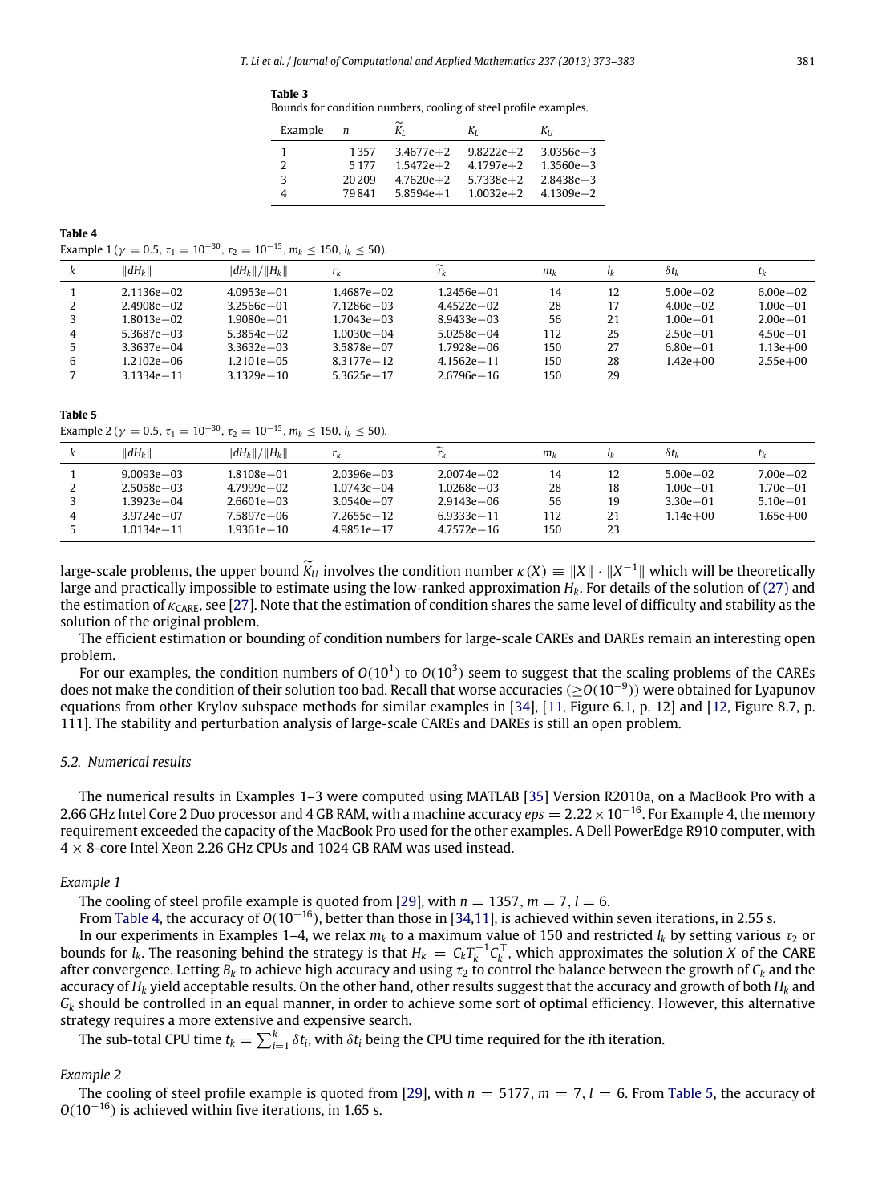**Table 3**
Bounds for condition numbers, cooling of steel profile examples.

| Example | $n$ | $\widetilde{K}_L$ | $K_L$ | $K_U$ |
|---|---|---|---|---|
| 1 | 1 357 | 3.4677e+2 | 9.8222e+2 | 3.0356e+3 |
| 2 | 5 177 | 1.5472e+2 | 4.1797e+2 | 1.3560e+3 |
| 3 | 20 209 | 4.7620e+2 | 5.7338e+2 | 2.8438e+3 |
| 4 | 79 841 | 5.8594e+1 | 1.0032e+2 | 4.1309e+2 |

**Table 4**
Example 1 ($\gamma = 0.5$, $\tau_1 = 10^{-30}$, $\tau_2 = 10^{-15}$, $m_k \leq 150$, $l_k \leq 50$).

| $k$ | $\|dH_k\|$ | $\|dH_k\|/\|H_k\|$ | $r_k$ | $\widetilde{r}_k$ | $m_k$ | $l_k$ | $\delta t_k$ | $t_k$ |
|---|---|---|---|---|---|---|---|---|
| 1 | 2.1136e−02 | 4.0953e−01 | 1.4687e−02 | 1.2456e−01 | 14 | 12 | 5.00e−02 | 6.00e−02 |
| 2 | 2.4908e−02 | 3.2566e−01 | 7.1286e−03 | 4.4522e−02 | 28 | 17 | 4.00e−02 | 1.00e−01 |
| 3 | 1.8013e−02 | 1.9080e−01 | 1.7043e−03 | 8.9433e−03 | 56 | 21 | 1.00e−01 | 2.00e−01 |
| 4 | 5.3687e−03 | 5.3854e−02 | 1.0030e−04 | 5.0258e−04 | 112 | 25 | 2.50e−01 | 4.50e−01 |
| 5 | 3.3637e−04 | 3.3632e−03 | 3.5878e−07 | 1.7928e−06 | 150 | 27 | 6.80e−01 | 1.13e+00 |
| 6 | 1.2102e−06 | 1.2101e−05 | 8.3177e−12 | 4.1562e−11 | 150 | 28 | 1.42e+00 | 2.55e+00 |
| 7 | 3.1334e−11 | 3.1329e−10 | 5.3625e−17 | 2.6796e−16 | 150 | 29 | | |

**Table 5**
Example 2 ($\gamma = 0.5$, $\tau_1 = 10^{-30}$, $\tau_2 = 10^{-15}$, $m_k \leq 150$, $l_k \leq 50$).

| $k$ | $\|dH_k\|$ | $\|dH_k\|/\|H_k\|$ | $r_k$ | $\widetilde{r}_k$ | $m_k$ | $l_k$ | $\delta t_k$ | $t_k$ |
|---|---|---|---|---|---|---|---|---|
| 1 | 9.0093e−03 | 1.8108e−01 | 2.0396e−03 | 2.0074e−02 | 14 | 12 | 5.00e−02 | 7.00e−02 |
| 2 | 2.5058e−03 | 4.7999e−02 | 1.0743e−04 | 1.0268e−03 | 28 | 18 | 1.00e−01 | 1.70e−01 |
| 3 | 1.3923e−04 | 2.6601e−03 | 3.0540e−07 | 2.9143e−06 | 56 | 19 | 3.30e−01 | 5.10e−01 |
| 4 | 3.9724e−07 | 7.5897e−06 | 7.2655e−12 | 6.9333e−11 | 112 | 21 | 1.14e+00 | 1.65e+00 |
| 5 | 1.0134e−11 | 1.9361e−10 | 4.9851e−17 | 4.7572e−16 | 150 | 23 | | |

large-scale problems, the upper bound $\widetilde{K}_U$ involves the condition number $\kappa(X) \equiv \|X\| \cdot \|X^{-1}\|$ which will be theoretically large and practically impossible to estimate using the low-ranked approximation $H_k$. For details of the solution of (27) and the estimation of $\kappa_{\mathrm{CARE}}$, see [27]. Note that the estimation of condition shares the same level of difficulty and stability as the solution of the original problem.

The efficient estimation or bounding of condition numbers for large-scale CAREs and DAREs remain an interesting open problem.

For our examples, the condition numbers of $O(10^1)$ to $O(10^3)$ seem to suggest that the scaling problems of the CAREs does not make the condition of their solution too bad. Recall that worse accuracies ($\geq O(10^{-9})$) were obtained for Lyapunov equations from other Krylov subspace methods for similar examples in [34], [11, Figure 6.1, p. 12] and [12, Figure 8.7, p. 111]. The stability and perturbation analysis of large-scale CAREs and DAREs is still an open problem.

### 5.2. Numerical results

The numerical results in Examples 1–3 were computed using MATLAB [35] Version R2010a, on a MacBook Pro with a 2.66 GHz Intel Core 2 Duo processor and 4 GB RAM, with a machine accuracy $eps = 2.22 \times 10^{-16}$. For Example 4, the memory requirement exceeded the capacity of the MacBook Pro used for the other examples. A Dell PowerEdge R910 computer, with $4 \times 8$-core Intel Xeon 2.26 GHz CPUs and 1024 GB RAM was used instead.

*Example 1*

The cooling of steel profile example is quoted from [29], with $n = 1357$, $m = 7$, $l = 6$.

From Table 4, the accuracy of $O(10^{-16})$, better than those in [34,11], is achieved within seven iterations, in 2.55 s.

In our experiments in Examples 1–4, we relax $m_k$ to a maximum value of 150 and restricted $l_k$ by setting various $\tau_2$ or bounds for $l_k$. The reasoning behind the strategy is that $H_k = C_k T_k^{-1} C_k^{\top}$, which approximates the solution $X$ of the CARE after convergence. Letting $B_k$ to achieve high accuracy and using $\tau_2$ to control the balance between the growth of $C_k$ and the accuracy of $H_k$ yield acceptable results. On the other hand, other results suggest that the accuracy and growth of both $H_k$ and $G_k$ should be controlled in an equal manner, in order to achieve some sort of optimal efficiency. However, this alternative strategy requires a more extensive and expensive search.

The sub-total CPU time $t_k = \sum_{i=1}^{k} \delta t_i$, with $\delta t_i$ being the CPU time required for the $i$th iteration.

*Example 2*

The cooling of steel profile example is quoted from [29], with $n = 5177$, $m = 7$, $l = 6$. From Table 5, the accuracy of $O(10^{-16})$ is achieved within five iterations, in 1.65 s.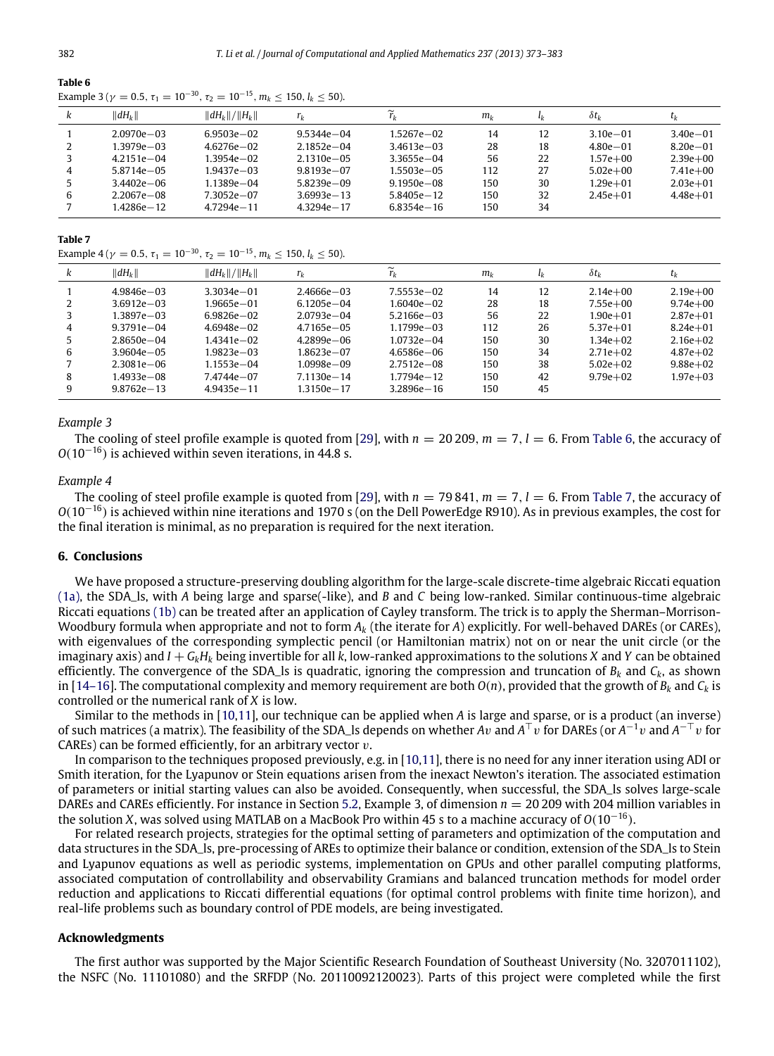**Table 6**
Example 3 ($\gamma = 0.5$, $\tau_1 = 10^{-30}$, $\tau_2 = 10^{-15}$, $m_k \le 150$, $l_k \le 50$).

| $k$ | $\|dH_k\|$ | $\|dH_k\|/\|H_k\|$ | $r_k$ | $\widetilde{r}_k$ | $m_k$ | $l_k$ | $\delta t_k$ | $t_k$ |
|---|---|---|---|---|---|---|---|---|
| 1 | 2.0970e−03 | 6.9503e−02 | 9.5344e−04 | 1.5267e−02 | 14 | 12 | 3.10e−01 | 3.40e−01 |
| 2 | 1.3979e−03 | 4.6276e−02 | 2.1852e−04 | 3.4613e−03 | 28 | 18 | 4.80e−01 | 8.20e−01 |
| 3 | 4.2151e−04 | 1.3954e−02 | 2.1310e−05 | 3.3655e−04 | 56 | 22 | 1.57e+00 | 2.39e+00 |
| 4 | 5.8714e−05 | 1.9437e−03 | 9.8193e−07 | 1.5503e−05 | 112 | 27 | 5.02e+00 | 7.41e+00 |
| 5 | 3.4402e−06 | 1.1389e−04 | 5.8239e−09 | 9.1950e−08 | 150 | 30 | 1.29e+01 | 2.03e+01 |
| 6 | 2.2067e−08 | 7.3052e−07 | 3.6993e−13 | 5.8405e−12 | 150 | 32 | 2.45e+01 | 4.48e+01 |
| 7 | 1.4286e−12 | 4.7294e−11 | 4.3294e−17 | 6.8354e−16 | 150 | 34 | | |

**Table 7**
Example 4 ($\gamma = 0.5$, $\tau_1 = 10^{-30}$, $\tau_2 = 10^{-15}$, $m_k \le 150$, $l_k \le 50$).

| $k$ | $\|dH_k\|$ | $\|dH_k\|/\|H_k\|$ | $r_k$ | $\widetilde{r}_k$ | $m_k$ | $l_k$ | $\delta t_k$ | $t_k$ |
|---|---|---|---|---|---|---|---|---|
| 1 | 4.9846e−03 | 3.3034e−01 | 2.4666e−03 | 7.5553e−02 | 14 | 12 | 2.14e+00 | 2.19e+00 |
| 2 | 3.6912e−03 | 1.9665e−01 | 6.1205e−04 | 1.6040e−02 | 28 | 18 | 7.55e+00 | 9.74e+00 |
| 3 | 1.3897e−03 | 6.9826e−02 | 2.0793e−04 | 5.2166e−03 | 56 | 22 | 1.90e+01 | 2.87e+01 |
| 4 | 9.3791e−04 | 4.6948e−02 | 4.7165e−05 | 1.1799e−03 | 112 | 26 | 5.37e+01 | 8.24e+01 |
| 5 | 2.8650e−04 | 1.4341e−02 | 4.2899e−06 | 1.0732e−04 | 150 | 30 | 1.34e+02 | 2.16e+02 |
| 6 | 3.9604e−05 | 1.9823e−03 | 1.8623e−07 | 4.6586e−06 | 150 | 34 | 2.71e+02 | 4.87e+02 |
| 7 | 2.3081e−06 | 1.1553e−04 | 1.0998e−09 | 2.7512e−08 | 150 | 38 | 5.02e+02 | 9.88e+02 |
| 8 | 1.4933e−08 | 7.4744e−07 | 7.1130e−14 | 1.7794e−12 | 150 | 42 | 9.79e+02 | 1.97e+03 |
| 9 | 9.8762e−13 | 4.9435e−11 | 1.3150e−17 | 3.2896e−16 | 150 | 45 | | |

*Example 3*

The cooling of steel profile example is quoted from [29], with $n = 20\,209$, $m = 7$, $l = 6$. From Table 6, the accuracy of $O(10^{-16})$ is achieved within seven iterations, in 44.8 s.

*Example 4*

The cooling of steel profile example is quoted from [29], with $n = 79\,841$, $m = 7$, $l = 6$. From Table 7, the accuracy of $O(10^{-16})$ is achieved within nine iterations and 1970 s (on the Dell PowerEdge R910). As in previous examples, the cost for the final iteration is minimal, as no preparation is required for the next iteration.

## 6. Conclusions

We have proposed a structure-preserving doubling algorithm for the large-scale discrete-time algebraic Riccati equation (1a), the SDA_ls, with $A$ being large and sparse(-like), and $B$ and $C$ being low-ranked. Similar continuous-time algebraic Riccati equations (1b) can be treated after an application of Cayley transform. The trick is to apply the Sherman–Morrison-Woodbury formula when appropriate and not to form $A_k$ (the iterate for $A$) explicitly. For well-behaved DAREs (or CAREs), with eigenvalues of the corresponding symplectic pencil (or Hamiltonian matrix) not on or near the unit circle (or the imaginary axis) and $I + G_k H_k$ being invertible for all $k$, low-ranked approximations to the solutions $X$ and $Y$ can be obtained efficiently. The convergence of the SDA_ls is quadratic, ignoring the compression and truncation of $B_k$ and $C_k$, as shown in [14–16]. The computational complexity and memory requirement are both $O(n)$, provided that the growth of $B_k$ and $C_k$ is controlled or the numerical rank of $X$ is low.

Similar to the methods in [10,11], our technique can be applied when $A$ is large and sparse, or is a product (an inverse) of such matrices (a matrix). The feasibility of the SDA_ls depends on whether $Av$ and $A^\top v$ for DAREs (or $A^{-1}v$ and $A^{-\top}v$ for CAREs) can be formed efficiently, for an arbitrary vector $v$.

In comparison to the techniques proposed previously, e.g. in [10,11], there is no need for any inner iteration using ADI or Smith iteration, for the Lyapunov or Stein equations arisen from the inexact Newton's iteration. The associated estimation of parameters or initial starting values can also be avoided. Consequently, when successful, the SDA_ls solves large-scale DAREs and CAREs efficiently. For instance in Section 5.2, Example 3, of dimension $n = 20\,209$ with 204 million variables in the solution $X$, was solved using MATLAB on a MacBook Pro within 45 s to a machine accuracy of $O(10^{-16})$.

For related research projects, strategies for the optimal setting of parameters and optimization of the computation and data structures in the SDA_ls, pre-processing of AREs to optimize their balance or condition, extension of the SDA_ls to Stein and Lyapunov equations as well as periodic systems, implementation on GPUs and other parallel computing platforms, associated computation of controllability and observability Gramians and balanced truncation methods for model order reduction and applications to Riccati differential equations (for optimal control problems with finite time horizon), and real-life problems such as boundary control of PDE models, are being investigated.

## Acknowledgments

The first author was supported by the Major Scientific Research Foundation of Southeast University (No. 3207011102), the NSFC (No. 11101080) and the SRFDP (No. 20110092120023). Parts of this project were completed while the first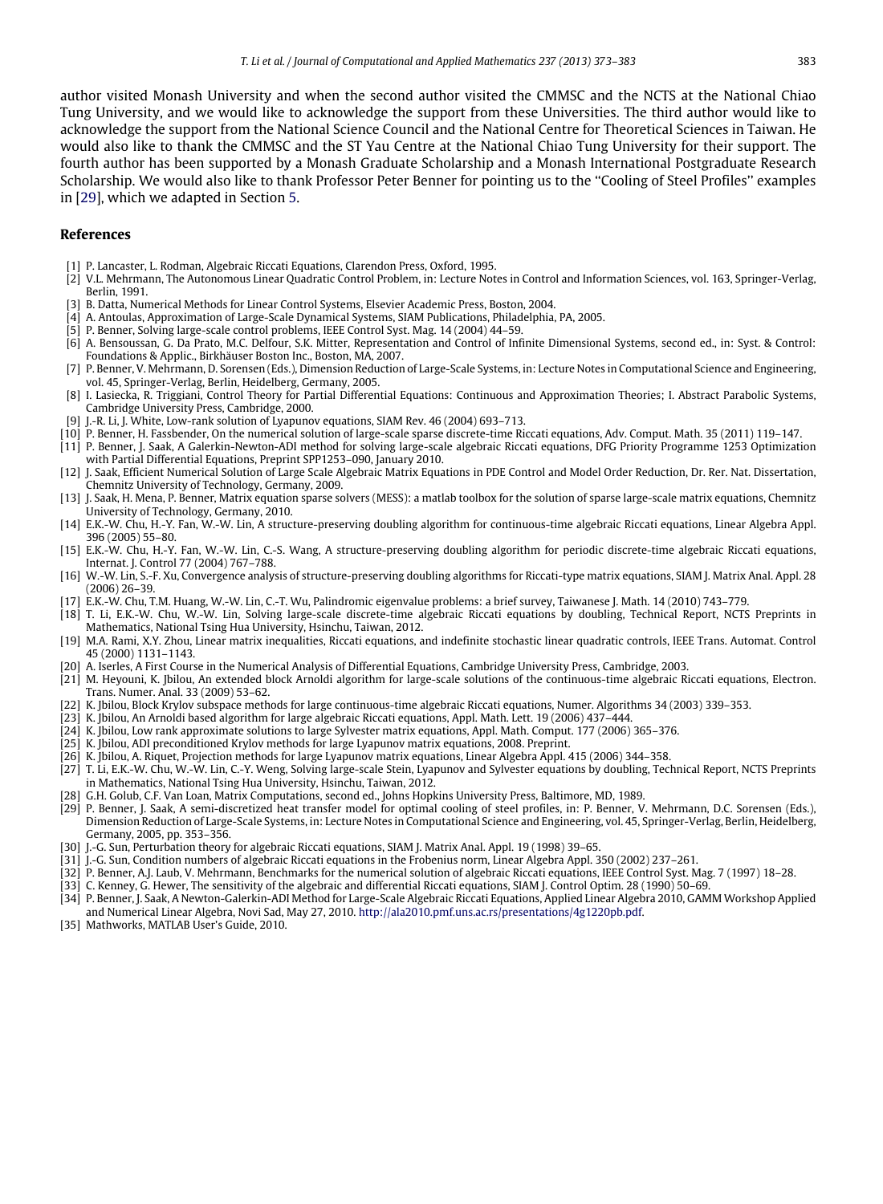author visited Monash University and when the second author visited the CMMSC and the NCTS at the National Chiao Tung University, and we would like to acknowledge the support from these Universities. The third author would like to acknowledge the support from the National Science Council and the National Centre for Theoretical Sciences in Taiwan. He would also like to thank the CMMSC and the ST Yau Centre at the National Chiao Tung University for their support. The fourth author has been supported by a Monash Graduate Scholarship and a Monash International Postgraduate Research Scholarship. We would also like to thank Professor Peter Benner for pointing us to the ''Cooling of Steel Profiles'' examples in [29], which we adapted in Section 5.

## References

[1] P. Lancaster, L. Rodman, Algebraic Riccati Equations, Clarendon Press, Oxford, 1995.
[2] V.L. Mehrmann, The Autonomous Linear Quadratic Control Problem, in: Lecture Notes in Control and Information Sciences, vol. 163, Springer-Verlag, Berlin, 1991.
[3] B. Datta, Numerical Methods for Linear Control Systems, Elsevier Academic Press, Boston, 2004.
[4] A. Antoulas, Approximation of Large-Scale Dynamical Systems, SIAM Publications, Philadelphia, PA, 2005.
[5] P. Benner, Solving large-scale control problems, IEEE Control Syst. Mag. 14 (2004) 44–59.
[6] A. Bensoussan, G. Da Prato, M.C. Delfour, S.K. Mitter, Representation and Control of Infinite Dimensional Systems, second ed., in: Syst. & Control: Foundations & Applic., Birkhäuser Boston Inc., Boston, MA, 2007.
[7] P. Benner, V. Mehrmann, D. Sorensen (Eds.), Dimension Reduction of Large-Scale Systems, in: Lecture Notes in Computational Science and Engineering, vol. 45, Springer-Verlag, Berlin, Heidelberg, Germany, 2005.
[8] I. Lasiecka, R. Triggiani, Control Theory for Partial Differential Equations: Continuous and Approximation Theories; I. Abstract Parabolic Systems, Cambridge University Press, Cambridge, 2000.
[9] J.-R. Li, J. White, Low-rank solution of Lyapunov equations, SIAM Rev. 46 (2004) 693–713.
[10] P. Benner, H. Fassbender, On the numerical solution of large-scale sparse discrete-time Riccati equations, Adv. Comput. Math. 35 (2011) 119–147.
[11] P. Benner, J. Saak, A Galerkin-Newton-ADI method for solving large-scale algebraic Riccati equations, DFG Priority Programme 1253 Optimization with Partial Differential Equations, Preprint SPP1253–090, January 2010.
[12] J. Saak, Efficient Numerical Solution of Large Scale Algebraic Matrix Equations in PDE Control and Model Order Reduction, Dr. Rer. Nat. Dissertation, Chemnitz University of Technology, Germany, 2009.
[13] J. Saak, H. Mena, P. Benner, Matrix equation sparse solvers (MESS): a matlab toolbox for the solution of sparse large-scale matrix equations, Chemnitz University of Technology, Germany, 2010.
[14] E.K.-W. Chu, H.-Y. Fan, W.-W. Lin, A structure-preserving doubling algorithm for continuous-time algebraic Riccati equations, Linear Algebra Appl. 396 (2005) 55–80.
[15] E.K.-W. Chu, H.-Y. Fan, W.-W. Lin, C.-S. Wang, A structure-preserving doubling algorithm for periodic discrete-time algebraic Riccati equations, Internat. J. Control 77 (2004) 767–788.
[16] W.-W. Lin, S.-F. Xu, Convergence analysis of structure-preserving doubling algorithms for Riccati-type matrix equations, SIAM J. Matrix Anal. Appl. 28 (2006) 26–39.
[17] E.K.-W. Chu, T.M. Huang, W.-W. Lin, C.-T. Wu, Palindromic eigenvalue problems: a brief survey, Taiwanese J. Math. 14 (2010) 743–779.
[18] T. Li, E.K.-W. Chu, W.-W. Lin, Solving large-scale discrete-time algebraic Riccati equations by doubling, Technical Report, NCTS Preprints in Mathematics, National Tsing Hua University, Hsinchu, Taiwan, 2012.
[19] M.A. Rami, X.Y. Zhou, Linear matrix inequalities, Riccati equations, and indefinite stochastic linear quadratic controls, IEEE Trans. Automat. Control 45 (2000) 1131–1143.
[20] A. Iserles, A First Course in the Numerical Analysis of Differential Equations, Cambridge University Press, Cambridge, 2003.
[21] M. Heyouni, K. Jbilou, An extended block Arnoldi algorithm for large-scale solutions of the continuous-time algebraic Riccati equations, Electron. Trans. Numer. Anal. 33 (2009) 53–62.
[22] K. Jbilou, Block Krylov subspace methods for large continuous-time algebraic Riccati equations, Numer. Algorithms 34 (2003) 339–353.
[23] K. Jbilou, An Arnoldi based algorithm for large algebraic Riccati equations, Appl. Math. Lett. 19 (2006) 437–444.
[24] K. Jbilou, Low rank approximate solutions to large Sylvester matrix equations, Appl. Math. Comput. 177 (2006) 365–376.
[25] K. Jbilou, ADI preconditioned Krylov methods for large Lyapunov matrix equations, 2008. Preprint.
[26] K. Jbilou, A. Riquet, Projection methods for large Lyapunov matrix equations, Linear Algebra Appl. 415 (2006) 344–358.
[27] T. Li, E.K.-W. Chu, W.-W. Lin, C.-Y. Weng, Solving large-scale Stein, Lyapunov and Sylvester equations by doubling, Technical Report, NCTS Preprints in Mathematics, National Tsing Hua University, Hsinchu, Taiwan, 2012.
[28] G.H. Golub, C.F. Van Loan, Matrix Computations, second ed., Johns Hopkins University Press, Baltimore, MD, 1989.
[29] P. Benner, J. Saak, A semi-discretized heat transfer model for optimal cooling of steel profiles, in: P. Benner, V. Mehrmann, D.C. Sorensen (Eds.), Dimension Reduction of Large-Scale Systems, in: Lecture Notes in Computational Science and Engineering, vol. 45, Springer-Verlag, Berlin, Heidelberg, Germany, 2005, pp. 353–356.
[30] J.-G. Sun, Perturbation theory for algebraic Riccati equations, SIAM J. Matrix Anal. Appl. 19 (1998) 39–65.
[31] J.-G. Sun, Condition numbers of algebraic Riccati equations in the Frobenius norm, Linear Algebra Appl. 350 (2002) 237–261.
[32] P. Benner, A.J. Laub, V. Mehrmann, Benchmarks for the numerical solution of algebraic Riccati equations, IEEE Control Syst. Mag. 7 (1997) 18–28.
[33] C. Kenney, G. Hewer, The sensitivity of the algebraic and differential Riccati equations, SIAM J. Control Optim. 28 (1990) 50–69.
[34] P. Benner, J. Saak, A Newton-Galerkin-ADI Method for Large-Scale Algebraic Riccati Equations, Applied Linear Algebra 2010, GAMM Workshop Applied and Numerical Linear Algebra, Novi Sad, May 27, 2010. http://ala2010.pmf.uns.ac.rs/presentations/4g1220pb.pdf.
[35] Mathworks, MATLAB User's Guide, 2010.